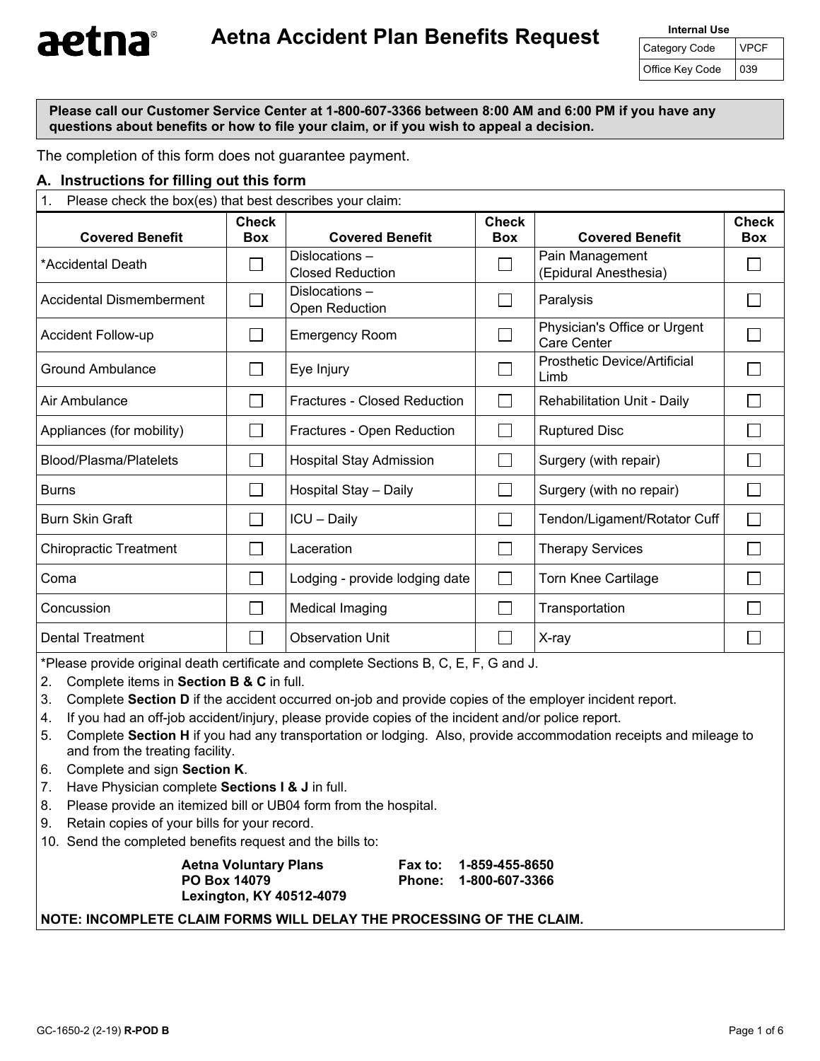# aetna® Aetna Accident Plan Benefits Request

| Internal Use | |
|---|---|
| Category Code | VPCF |
| Office Key Code | 039 |

**Please call our Customer Service Center at 1-800-607-3366 between 8:00 AM and 6:00 PM if you have any questions about benefits or how to file your claim, or if you wish to appeal a decision.**

The completion of this form does not guarantee payment.

## A. Instructions for filling out this form

1. Please check the box(es) that best describes your claim:

| Covered Benefit | Check Box | Covered Benefit | Check Box | Covered Benefit | Check Box |
|---|---|---|---|---|---|
| *Accidental Death | ☐ | Dislocations – Closed Reduction | ☐ | Pain Management (Epidural Anesthesia) | ☐ |
| Accidental Dismemberment | ☐ | Dislocations – Open Reduction | ☐ | Paralysis | ☐ |
| Accident Follow-up | ☐ | Emergency Room | ☐ | Physician's Office or Urgent Care Center | ☐ |
| Ground Ambulance | ☐ | Eye Injury | ☐ | Prosthetic Device/Artificial Limb | ☐ |
| Air Ambulance | ☐ | Fractures - Closed Reduction | ☐ | Rehabilitation Unit - Daily | ☐ |
| Appliances (for mobility) | ☐ | Fractures - Open Reduction | ☐ | Ruptured Disc | ☐ |
| Blood/Plasma/Platelets | ☐ | Hospital Stay Admission | ☐ | Surgery (with repair) | ☐ |
| Burns | ☐ | Hospital Stay – Daily | ☐ | Surgery (with no repair) | ☐ |
| Burn Skin Graft | ☐ | ICU – Daily | ☐ | Tendon/Ligament/Rotator Cuff | ☐ |
| Chiropractic Treatment | ☐ | Laceration | ☐ | Therapy Services | ☐ |
| Coma | ☐ | Lodging - provide lodging date | ☐ | Torn Knee Cartilage | ☐ |
| Concussion | ☐ | Medical Imaging | ☐ | Transportation | ☐ |
| Dental Treatment | ☐ | Observation Unit | ☐ | X-ray | ☐ |

*Please provide original death certificate and complete Sections B, C, E, F, G and J.

2. Complete items in **Section B & C** in full.
3. Complete **Section D** if the accident occurred on-job and provide copies of the employer incident report.
4. If you had an off-job accident/injury, please provide copies of the incident and/or police report.
5. Complete **Section H** if you had any transportation or lodging. Also, provide accommodation receipts and mileage to and from the treating facility.
6. Complete and sign **Section K**.
7. Have Physician complete **Sections I & J** in full.
8. Please provide an itemized bill or UB04 form from the hospital.
9. Retain copies of your bills for your record.
10. Send the completed benefits request and the bills to:

**Aetna Voluntary Plans**
**PO Box 14079**
**Lexington, KY 40512-4079**

**Fax to: 1-859-455-8650**
**Phone: 1-800-607-3366**

**NOTE: INCOMPLETE CLAIM FORMS WILL DELAY THE PROCESSING OF THE CLAIM.**

GC-1650-2 (2-19) **R-POD B**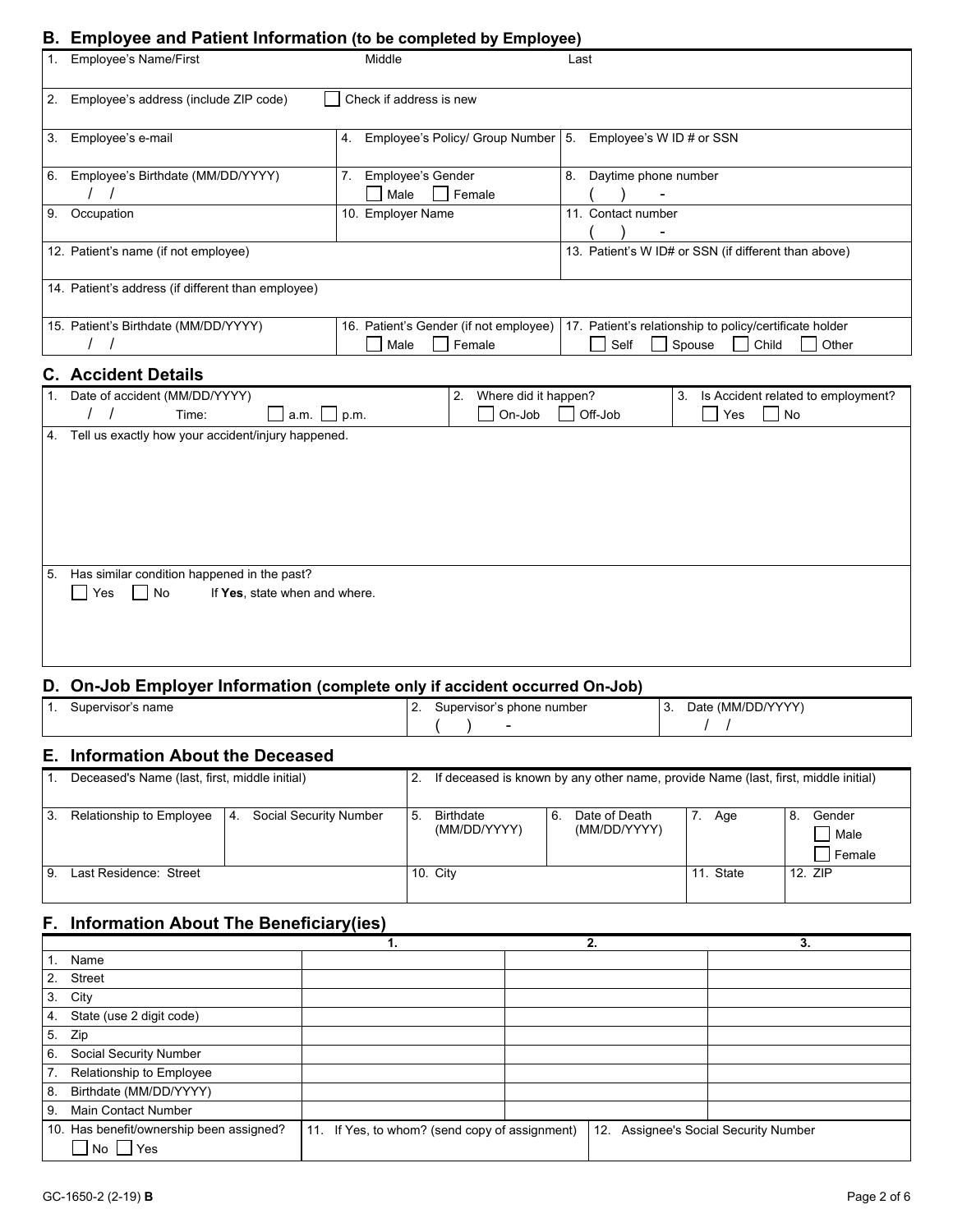## B. Employee and Patient Information (to be completed by Employee)

| | | |
|---|---|---|
| 1. Employee's Name/First | Middle | Last |
| 2. Employee's address (include ZIP code) ☐ Check if address is new | | |
| 3. Employee's e-mail | 4. Employee's Policy/ Group Number | 5. Employee's W ID # or SSN |
| 6. Employee's Birthdate (MM/DD/YYYY) / / | 7. Employee's Gender ☐ Male ☐ Female | 8. Daytime phone number ( ) - |
| 9. Occupation | 10. Employer Name | 11. Contact number ( ) - |
| 12. Patient's name (if not employee) | | 13. Patient's W ID# or SSN (if different than above) |
| 14. Patient's address (if different than employee) | | |
| 15. Patient's Birthdate (MM/DD/YYYY) / / | 16. Patient's Gender (if not employee) ☐ Male ☐ Female | 17. Patient's relationship to policy/certificate holder ☐ Self ☐ Spouse ☐ Child ☐ Other |

## C. Accident Details

| | | |
|---|---|---|
| 1. Date of accident (MM/DD/YYYY) / / Time: ☐ a.m. ☐ p.m. | 2. Where did it happen? ☐ On-Job ☐ Off-Job | 3. Is Accident related to employment? ☐ Yes ☐ No |
| 4. Tell us exactly how your accident/injury happened. | | |
| 5. Has similar condition happened in the past? ☐ Yes ☐ No If **Yes**, state when and where. | | |

## D. On-Job Employer Information (complete only if accident occurred On-Job)

| | | |
|---|---|---|
| 1. Supervisor's name | 2. Supervisor's phone number ( ) - | 3. Date (MM/DD/YYYY) / / |

## E. Information About the Deceased

| | | | | | |
|---|---|---|---|---|---|
| 1. Deceased's Name (last, first, middle initial) | | 2. If deceased is known by any other name, provide Name (last, first, middle initial) | | | |
| 3. Relationship to Employee | 4. Social Security Number | 5. Birthdate (MM/DD/YYYY) | 6. Date of Death (MM/DD/YYYY) | 7. Age | 8. Gender ☐ Male ☐ Female |
| 9. Last Residence: Street | | 10. City | | 11. State | 12. ZIP |

## F. Information About The Beneficiary(ies)

| | 1. | 2. | 3. |
|---|---|---|---|
| 1. Name | | | |
| 2. Street | | | |
| 3. City | | | |
| 4. State (use 2 digit code) | | | |
| 5. Zip | | | |
| 6. Social Security Number | | | |
| 7. Relationship to Employee | | | |
| 8. Birthdate (MM/DD/YYYY) | | | |
| 9. Main Contact Number | | | |
| 10. Has benefit/ownership been assigned? ☐ No ☐ Yes | 11. If Yes, to whom? (send copy of assignment) | | 12. Assignee's Social Security Number |

GC-1650-2 (2-19) **B**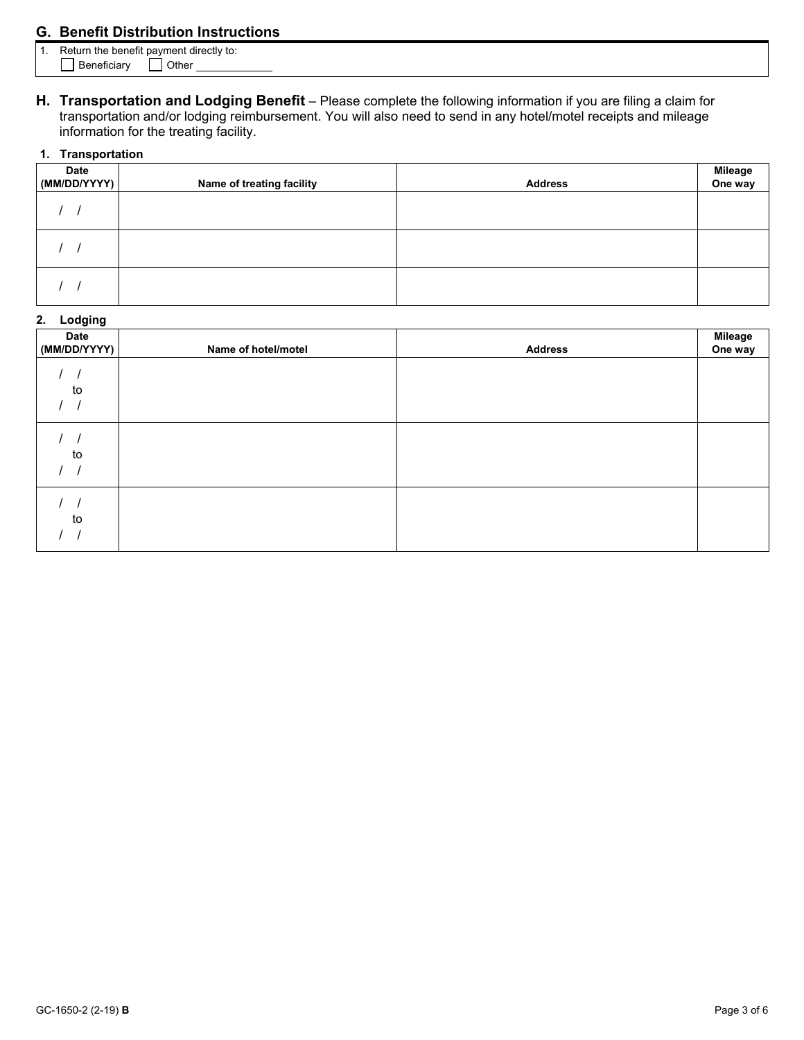## G. Benefit Distribution Instructions

1. Return the benefit payment directly to:
   ☐ Beneficiary ☐ Other ____________

## H. Transportation and Lodging Benefit – Please complete the following information if you are filing a claim for transportation and/or lodging reimbursement. You will also need to send in any hotel/motel receipts and mileage information for the treating facility.

**1. Transportation**

| Date (MM/DD/YYYY) | Name of treating facility | Address | Mileage One way |
|---|---|---|---|
| / / | | | |
| / / | | | |
| / / | | | |

**2. Lodging**

| Date (MM/DD/YYYY) | Name of hotel/motel | Address | Mileage One way |
|---|---|---|---|
| / / to / / | | | |
| / / to / / | | | |
| / / to / / | | | |

GC-1650-2 (2-19) **B**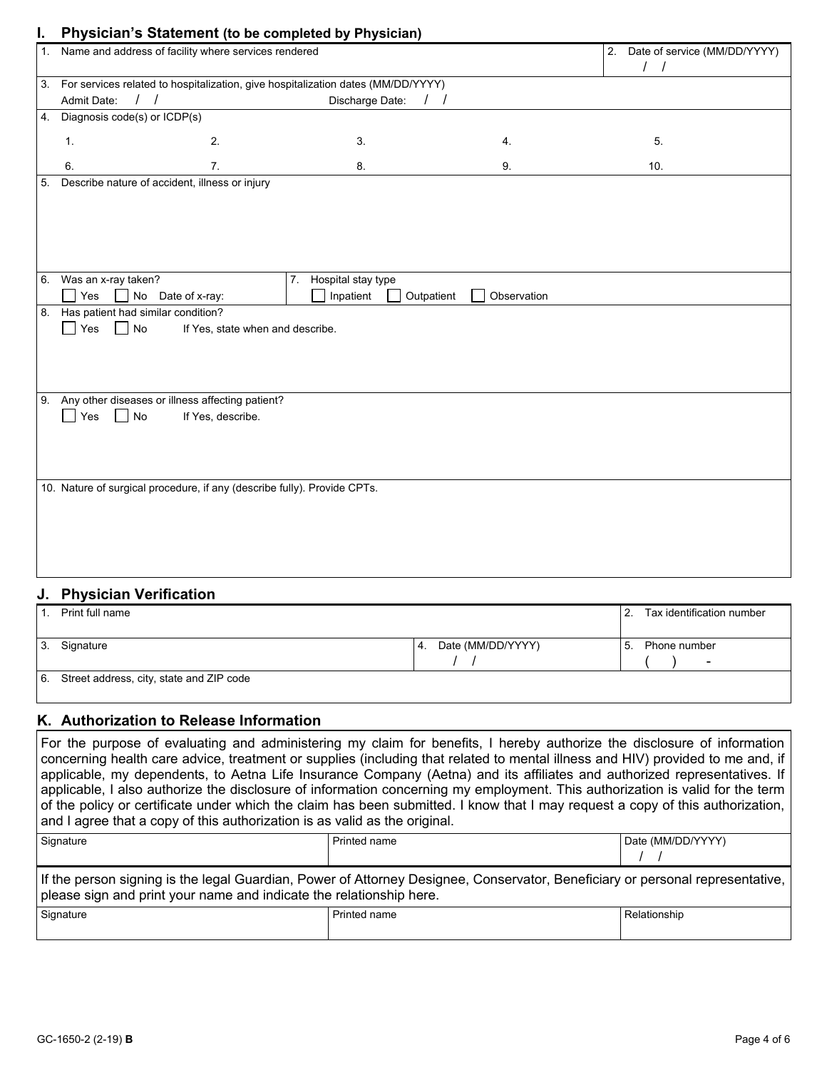## I. Physician's Statement (to be completed by Physician)

| | |
|---|---|
| 1. Name and address of facility where services rendered | 2. Date of service (MM/DD/YYYY) / / |
| 3. For services related to hospitalization, give hospitalization dates (MM/DD/YYYY) Admit Date: / / Discharge Date: / / | |

4. Diagnosis code(s) or ICDP(s)

| | | | | |
|---|---|---|---|---|
| 1. | 2. | 3. | 4. | 5. |
| 6. | 7. | 8. | 9. | 10. |

5. Describe nature of accident, illness or injury

| | |
|---|---|
| 6. Was an x-ray taken? ☐ Yes ☐ No Date of x-ray: | 7. Hospital stay type ☐ Inpatient ☐ Outpatient ☐ Observation |

8. Has patient had similar condition?
☐ Yes ☐ No If Yes, state when and describe.

9. Any other diseases or illness affecting patient?
☐ Yes ☐ No If Yes, describe.

10. Nature of surgical procedure, if any (describe fully). Provide CPTs.

## J. Physician Verification

| | | |
|---|---|---|
| 1. Print full name | | 2. Tax identification number |
| 3. Signature | 4. Date (MM/DD/YYYY) / / | 5. Phone number ( ) - |
| 6. Street address, city, state and ZIP code | | |

## K. Authorization to Release Information

For the purpose of evaluating and administering my claim for benefits, I hereby authorize the disclosure of information concerning health care advice, treatment or supplies (including that related to mental illness and HIV) provided to me and, if applicable, my dependents, to Aetna Life Insurance Company (Aetna) and its affiliates and authorized representatives. If applicable, I also authorize the disclosure of information concerning my employment. This authorization is valid for the term of the policy or certificate under which the claim has been submitted. I know that I may request a copy of this authorization, and I agree that a copy of this authorization is as valid as the original.

| Signature | Printed name | Date (MM/DD/YYYY) / / |
|---|---|---|

If the person signing is the legal Guardian, Power of Attorney Designee, Conservator, Beneficiary or personal representative, please sign and print your name and indicate the relationship here.

| Signature | Printed name | Relationship |
|---|---|---|

GC-1650-2 (2-19) **B**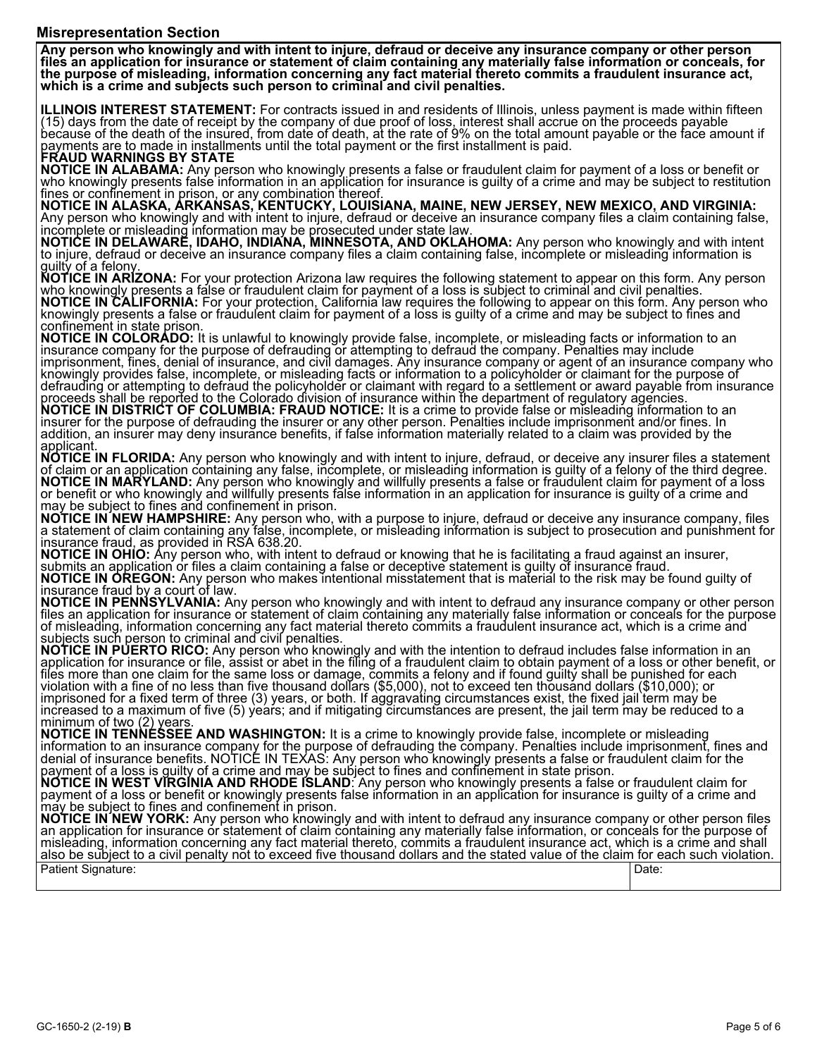## Misrepresentation Section

**Any person who knowingly and with intent to injure, defraud or deceive any insurance company or other person files an application for insurance or statement of claim containing any materially false information or conceals, for the purpose of misleading, information concerning any fact material thereto commits a fraudulent insurance act, which is a crime and subjects such person to criminal and civil penalties.**

**ILLINOIS INTEREST STATEMENT:** For contracts issued in and residents of Illinois, unless payment is made within fifteen (15) days from the date of receipt by the company of due proof of loss, interest shall accrue on the proceeds payable because of the death of the insured, from date of death, at the rate of 9% on the total amount payable or the face amount if payments are to made in installments until the total payment or the first installment is paid.

**FRAUD WARNINGS BY STATE**

**NOTICE IN ALABAMA:** Any person who knowingly presents a false or fraudulent claim for payment of a loss or benefit or who knowingly presents false information in an application for insurance is guilty of a crime and may be subject to restitution fines or confinement in prison, or any combination thereof.

**NOTICE IN ALASKA, ARKANSAS, KENTUCKY, LOUISIANA, MAINE, NEW JERSEY, NEW MEXICO, AND VIRGINIA:** Any person who knowingly and with intent to injure, defraud or deceive an insurance company files a claim containing false, incomplete or misleading information may be prosecuted under state law.

**NOTICE IN DELAWARE, IDAHO, INDIANA, MINNESOTA, AND OKLAHOMA:** Any person who knowingly and with intent to injure, defraud or deceive an insurance company files a claim containing false, incomplete or misleading information is guilty of a felony.

**NOTICE IN ARIZONA:** For your protection Arizona law requires the following statement to appear on this form. Any person who knowingly presents a false or fraudulent claim for payment of a loss is subject to criminal and civil penalties.

**NOTICE IN CALIFORNIA:** For your protection, California law requires the following to appear on this form. Any person who knowingly presents a false or fraudulent claim for payment of a loss is guilty of a crime and may be subject to fines and confinement in state prison.

**NOTICE IN COLORADO:** It is unlawful to knowingly provide false, incomplete, or misleading facts or information to an insurance company for the purpose of defrauding or attempting to defraud the company. Penalties may include imprisonment, fines, denial of insurance, and civil damages. Any insurance company or agent of an insurance company who knowingly provides false, incomplete, or misleading facts or information to a policyholder or claimant for the purpose of defrauding or attempting to defraud the policyholder or claimant with regard to a settlement or award payable from insurance proceeds shall be reported to the Colorado division of insurance within the department of regulatory agencies.

**NOTICE IN DISTRICT OF COLUMBIA: FRAUD NOTICE:** It is a crime to provide false or misleading information to an insurer for the purpose of defrauding the insurer or any other person. Penalties include imprisonment and/or fines. In addition, an insurer may deny insurance benefits, if false information materially related to a claim was provided by the applicant.

**NOTICE IN FLORIDA:** Any person who knowingly and with intent to injure, defraud, or deceive any insurer files a statement of claim or an application containing any false, incomplete, or misleading information is guilty of a felony of the third degree.

**NOTICE IN MARYLAND:** Any person who knowingly and willfully presents a false or fraudulent claim for payment of a loss or benefit or who knowingly and willfully presents false information in an application for insurance is guilty of a crime and may be subject to fines and confinement in prison.

**NOTICE IN NEW HAMPSHIRE:** Any person who, with a purpose to injure, defraud or deceive any insurance company, files a statement of claim containing any false, incomplete, or misleading information is subject to prosecution and punishment for insurance fraud, as provided in RSA 638.20.

**NOTICE IN OHIO:** Any person who, with intent to defraud or knowing that he is facilitating a fraud against an insurer, submits an application or files a claim containing a false or deceptive statement is guilty of insurance fraud.

**NOTICE IN OREGON:** Any person who makes intentional misstatement that is material to the risk may be found guilty of insurance fraud by a court of law.

**NOTICE IN PENNSYLVANIA:** Any person who knowingly and with intent to defraud any insurance company or other person files an application for insurance or statement of claim containing any materially false information or conceals for the purpose of misleading, information concerning any fact material thereto commits a fraudulent insurance act, which is a crime and subjects such person to criminal and civil penalties.

**NOTICE IN PUERTO RICO:** Any person who knowingly and with the intention to defraud includes false information in an application for insurance or file, assist or abet in the filing of a fraudulent claim to obtain payment of a loss or other benefit, or files more than one claim for the same loss or damage, commits a felony and if found guilty shall be punished for each violation with a fine of no less than five thousand dollars ($5,000), not to exceed ten thousand dollars ($10,000); or imprisoned for a fixed term of three (3) years, or both. If aggravating circumstances exist, the fixed jail term may be increased to a maximum of five (5) years; and if mitigating circumstances are present, the jail term may be reduced to a minimum of two (2) years.

**NOTICE IN TENNESSEE AND WASHINGTON:** It is a crime to knowingly provide false, incomplete or misleading information to an insurance company for the purpose of defrauding the company. Penalties include imprisonment, fines and denial of insurance benefits. NOTICE IN TEXAS: Any person who knowingly presents a false or fraudulent claim for the payment of a loss is guilty of a crime and may be subject to fines and confinement in state prison.

**NOTICE IN WEST VIRGINIA AND RHODE ISLAND**: Any person who knowingly presents a false or fraudulent claim for payment of a loss or benefit or knowingly presents false information in an application for insurance is guilty of a crime and may be subject to fines and confinement in prison.

**NOTICE IN NEW YORK:** Any person who knowingly and with intent to defraud any insurance company or other person files an application for insurance or statement of claim containing any materially false information, or conceals for the purpose of misleading, information concerning any fact material thereto, commits a fraudulent insurance act, which is a crime and shall also be subject to a civil penalty not to exceed five thousand dollars and the stated value of the claim for each such violation.

| Patient Signature: | Date: |
|---|---|
| | |

GC-1650-2 (2-19) **B**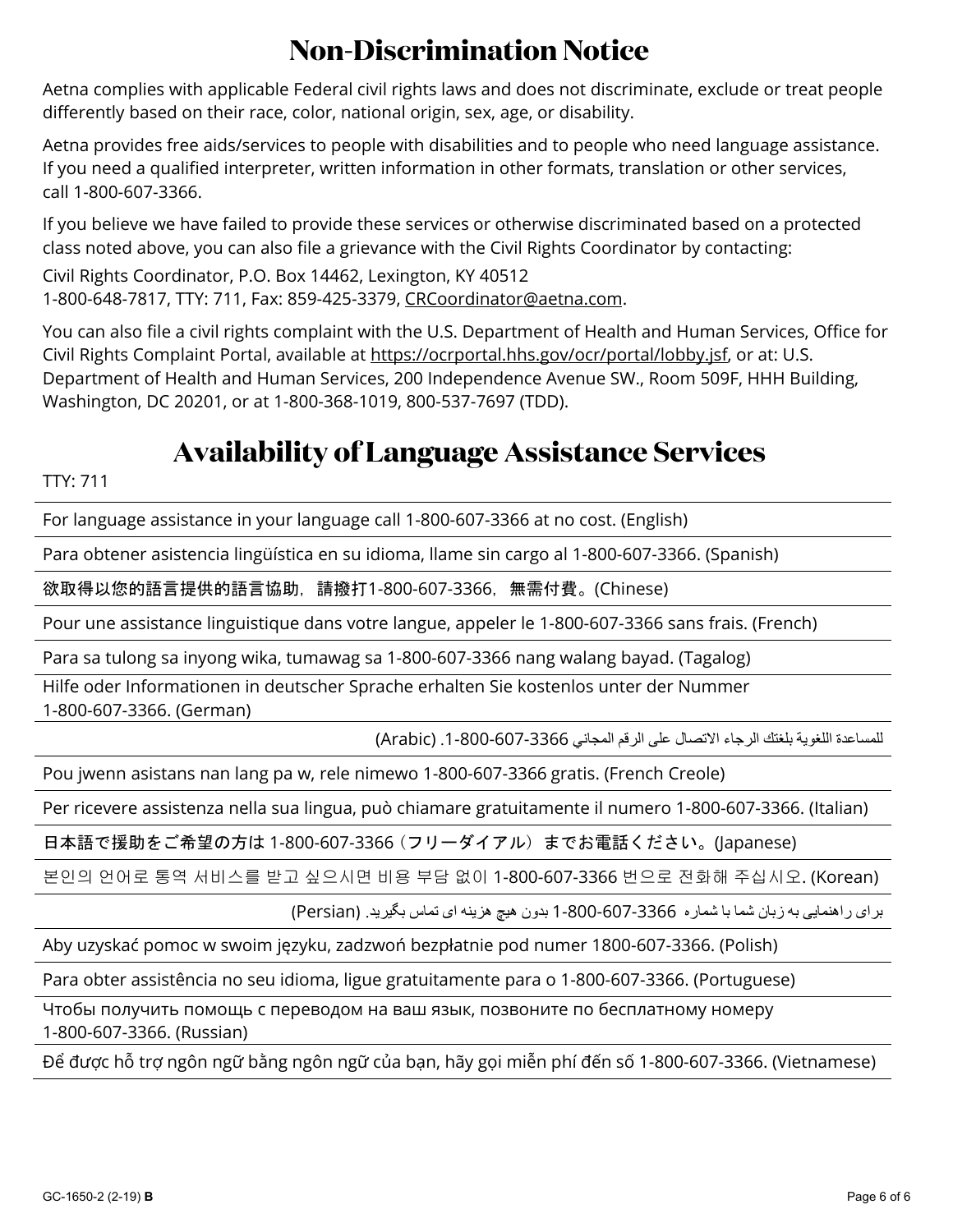# Non-Discrimination Notice

Aetna complies with applicable Federal civil rights laws and does not discriminate, exclude or treat people differently based on their race, color, national origin, sex, age, or disability.

Aetna provides free aids/services to people with disabilities and to people who need language assistance. If you need a qualified interpreter, written information in other formats, translation or other services, call 1-800-607-3366.

If you believe we have failed to provide these services or otherwise discriminated based on a protected class noted above, you can also file a grievance with the Civil Rights Coordinator by contacting:

Civil Rights Coordinator, P.O. Box 14462, Lexington, KY 40512
1-800-648-7817, TTY: 711, Fax: 859-425-3379, CRCoordinator@aetna.com.

You can also file a civil rights complaint with the U.S. Department of Health and Human Services, Office for Civil Rights Complaint Portal, available at https://ocrportal.hhs.gov/ocr/portal/lobby.jsf, or at: U.S. Department of Health and Human Services, 200 Independence Avenue SW., Room 509F, HHH Building, Washington, DC 20201, or at 1-800-368-1019, 800-537-7697 (TDD).

# Availability of Language Assistance Services

TTY: 711

For language assistance in your language call 1-800-607-3366 at no cost. (English)

Para obtener asistencia lingüística en su idioma, llame sin cargo al 1-800-607-3366. (Spanish)

欲取得以您的語言提供的語言協助，請撥打1-800-607-3366，無需付費。(Chinese)

Pour une assistance linguistique dans votre langue, appeler le 1-800-607-3366 sans frais. (French)

Para sa tulong sa inyong wika, tumawag sa 1-800-607-3366 nang walang bayad. (Tagalog)

Hilfe oder Informationen in deutscher Sprache erhalten Sie kostenlos unter der Nummer 1-800-607-3366. (German)

للمساعدة اللغوية بلغتك الرجاء الاتصال على الرقم المجاني 1-800-607-3366. (Arabic)

Pou jwenn asistans nan lang pa w, rele nimewo 1-800-607-3366 gratis. (French Creole)

Per ricevere assistenza nella sua lingua, può chiamare gratuitamente il numero 1-800-607-3366. (Italian)

日本語で援助をご希望の方は 1-800-607-3366（フリーダイアル）までお電話ください。(Japanese)

본인의 언어로 통역 서비스를 받고 싶으시면 비용 부담 없이 1-800-607-3366 번으로 전화해 주십시오. (Korean)

برای راهنمایی به زبان شما با شماره 1-800-607-3366 بدون هیچ هزینه ای تماس بگیرید. (Persian)

Aby uzyskać pomoc w swoim języku, zadzwoń bezpłatnie pod numer 1800-607-3366. (Polish)

Para obter assistência no seu idioma, ligue gratuitamente para o 1-800-607-3366. (Portuguese)

Чтобы получить помощь с переводом на ваш язык, позвоните по бесплатному номеру 1-800-607-3366. (Russian)

Để được hỗ trợ ngôn ngữ bằng ngôn ngữ của bạn, hãy gọi miễn phí đến số 1-800-607-3366. (Vietnamese)

GC-1650-2 (2-19) **B**